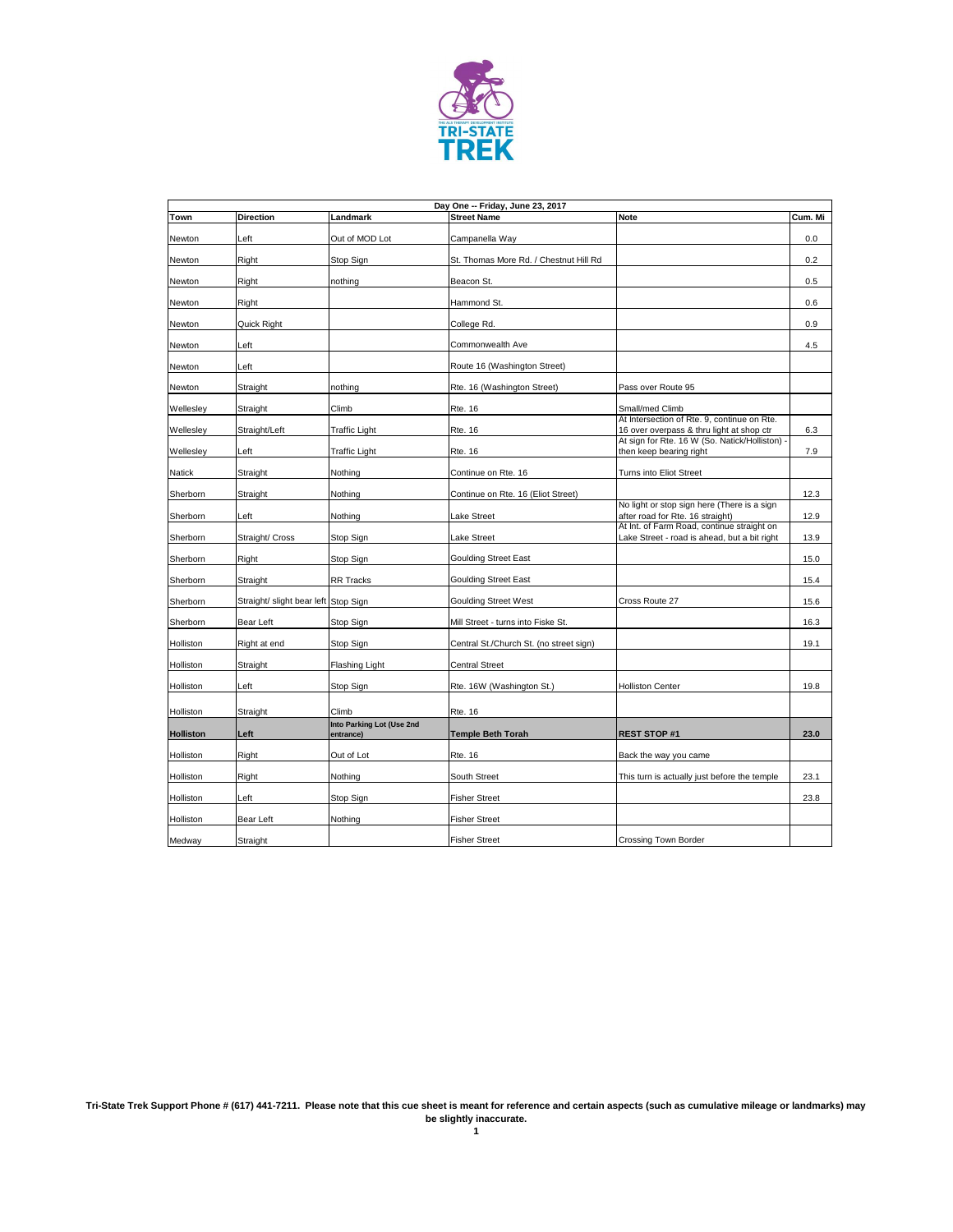TRI-STATE TREK

| Day One -- Friday, June 23, 2017 | | | | | |
|---|---|---|---|---|---|
| **Town** | **Direction** | **Landmark** | **Street Name** | **Note** | **Cum. Mi** |
| Newton | Left | Out of MOD Lot | Campanella Way | | 0.0 |
| Newton | Right | Stop Sign | St. Thomas More Rd. / Chestnut Hill Rd | | 0.2 |
| Newton | Right | nothing | Beacon St. | | 0.5 |
| Newton | Right | | Hammond St. | | 0.6 |
| Newton | Quick Right | | College Rd. | | 0.9 |
| Newton | Left | | Commonwealth Ave | | 4.5 |
| Newton | Left | | Route 16 (Washington Street) | | |
| Newton | Straight | nothing | Rte. 16 (Washington Street) | Pass over Route 95 | |
| Wellesley | Straight | Climb | Rte. 16 | Small/med Climb | |
| Wellesley | Straight/Left | Traffic Light | Rte. 16 | At Intersection of Rte. 9, continue on Rte. 16 over overpass & thru light at shop ctr | 6.3 |
| Wellesley | Left | Traffic Light | Rte. 16 | At sign for Rte. 16 W (So. Natick/Holliston) - then keep bearing right | 7.9 |
| Natick | Straight | Nothing | Continue on Rte. 16 | Turns into Eliot Street | |
| Sherborn | Straight | Nothing | Continue on Rte. 16 (Eliot Street) | | 12.3 |
| Sherborn | Left | Nothing | Lake Street | No light or stop sign here (There is a sign after road for Rte. 16 straight) | 12.9 |
| Sherborn | Straight/ Cross | Stop Sign | Lake Street | At Int. of Farm Road, continue straight on Lake Street - road is ahead, but a bit right | 13.9 |
| Sherborn | Right | Stop Sign | Goulding Street East | | 15.0 |
| Sherborn | Straight | RR Tracks | Goulding Street East | | 15.4 |
| Sherborn | Straight/ slight bear left | Stop Sign | Goulding Street West | Cross Route 27 | 15.6 |
| Sherborn | Bear Left | Stop Sign | Mill Street - turns into Fiske St. | | 16.3 |
| Holliston | Right at end | Stop Sign | Central St./Church St. (no street sign) | | 19.1 |
| Holliston | Straight | Flashing Light | Central Street | | |
| Holliston | Left | Stop Sign | Rte. 16W (Washington St.) | Holliston Center | 19.8 |
| Holliston | Straight | Climb | Rte. 16 | | |
| **Holliston** | **Left** | **Into Parking Lot (Use 2nd entrance)** | **Temple Beth Torah** | **REST STOP #1** | **23.0** |
| Holliston | Right | Out of Lot | Rte. 16 | Back the way you came | |
| Holliston | Right | Nothing | South Street | This turn is actually just before the temple | 23.1 |
| Holliston | Left | Stop Sign | Fisher Street | | 23.8 |
| Holliston | Bear Left | Nothing | Fisher Street | | |
| Medway | Straight | | Fisher Street | Crossing Town Border | |

**Tri-State Trek Support Phone # (617) 441-7211. Please note that this cue sheet is meant for reference and certain aspects (such as cumulative mileage or landmarks) may be slightly inaccurate.**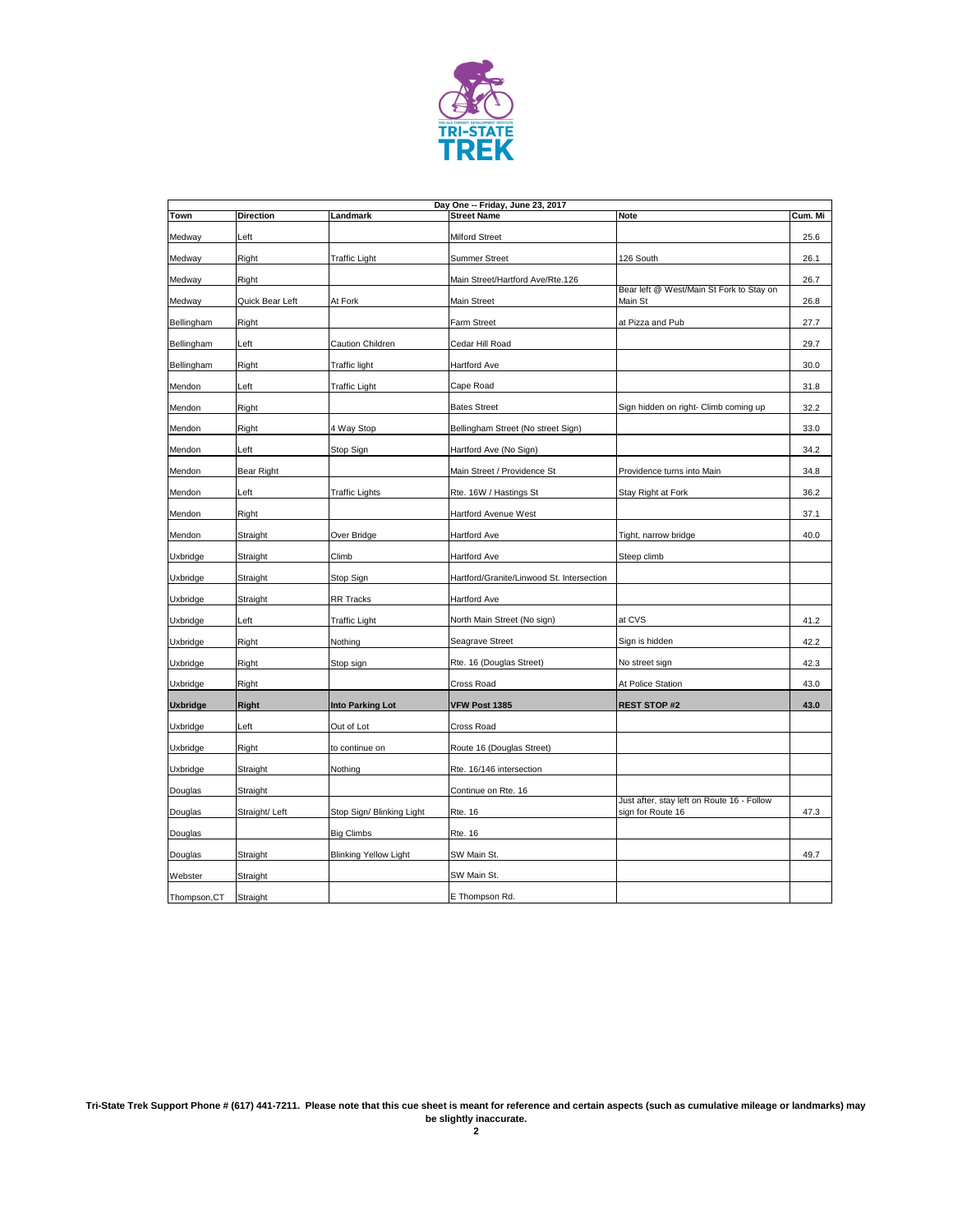| Day One -- Friday, June 23, 2017 | | | | | |
|---|---|---|---|---|---|
| **Town** | **Direction** | **Landmark** | **Street Name** | **Note** | **Cum. Mi** |
| Medway | Left | | Milford Street | | 25.6 |
| Medway | Right | Traffic Light | Summer Street | 126 South | 26.1 |
| Medway | Right | | Main Street/Hartford Ave/Rte.126 | | 26.7 |
| Medway | Quick Bear Left | At Fork | Main Street | Bear left @ West/Main St Fork to Stay on Main St | 26.8 |
| Bellingham | Right | | Farm Street | at Pizza and Pub | 27.7 |
| Bellingham | Left | Caution Children | Cedar Hill Road | | 29.7 |
| Bellingham | Right | Traffic light | Hartford Ave | | 30.0 |
| Mendon | Left | Traffic Light | Cape Road | | 31.8 |
| Mendon | Right | | Bates Street | Sign hidden on right- Climb coming up | 32.2 |
| Mendon | Right | 4 Way Stop | Bellingham Street (No street Sign) | | 33.0 |
| Mendon | Left | Stop Sign | Hartford Ave (No Sign) | | 34.2 |
| Mendon | Bear Right | | Main Street / Providence St | Providence turns into Main | 34.8 |
| Mendon | Left | Traffic Lights | Rte. 16W / Hastings St | Stay Right at Fork | 36.2 |
| Mendon | Right | | Hartford Avenue West | | 37.1 |
| Mendon | Straight | Over Bridge | Hartford Ave | Tight, narrow bridge | 40.0 |
| Uxbridge | Straight | Climb | Hartford Ave | Steep climb | |
| Uxbridge | Straight | Stop Sign | Hartford/Granite/Linwood St. Intersection | | |
| Uxbridge | Straight | RR Tracks | Hartford Ave | | |
| Uxbridge | Left | Traffic Light | North Main Street (No sign) | at CVS | 41.2 |
| Uxbridge | Right | Nothing | Seagrave Street | Sign is hidden | 42.2 |
| Uxbridge | Right | Stop sign | Rte. 16 (Douglas Street) | No street sign | 42.3 |
| Uxbridge | Right | | Cross Road | At Police Station | 43.0 |
| **Uxbridge** | **Right** | **Into Parking Lot** | **VFW Post 1385** | **REST STOP #2** | **43.0** |
| Uxbridge | Left | Out of Lot | Cross Road | | |
| Uxbridge | Right | to continue on | Route 16 (Douglas Street) | | |
| Uxbridge | Straight | Nothing | Rte. 16/146 intersection | | |
| Douglas | Straight | | Continue on Rte. 16 | | |
| Douglas | Straight/ Left | Stop Sign/ Blinking Light | Rte. 16 | Just after, stay left on Route 16 - Follow sign for Route 16 | 47.3 |
| Douglas | | Big Climbs | Rte. 16 | | |
| Douglas | Straight | Blinking Yellow Light | SW Main St. | | 49.7 |
| Webster | Straight | | SW Main St. | | |
| Thompson,CT | Straight | | E Thompson Rd. | | |

**Tri-State Trek Support Phone # (617) 441-7211. Please note that this cue sheet is meant for reference and certain aspects (such as cumulative mileage or landmarks) may be slightly inaccurate.**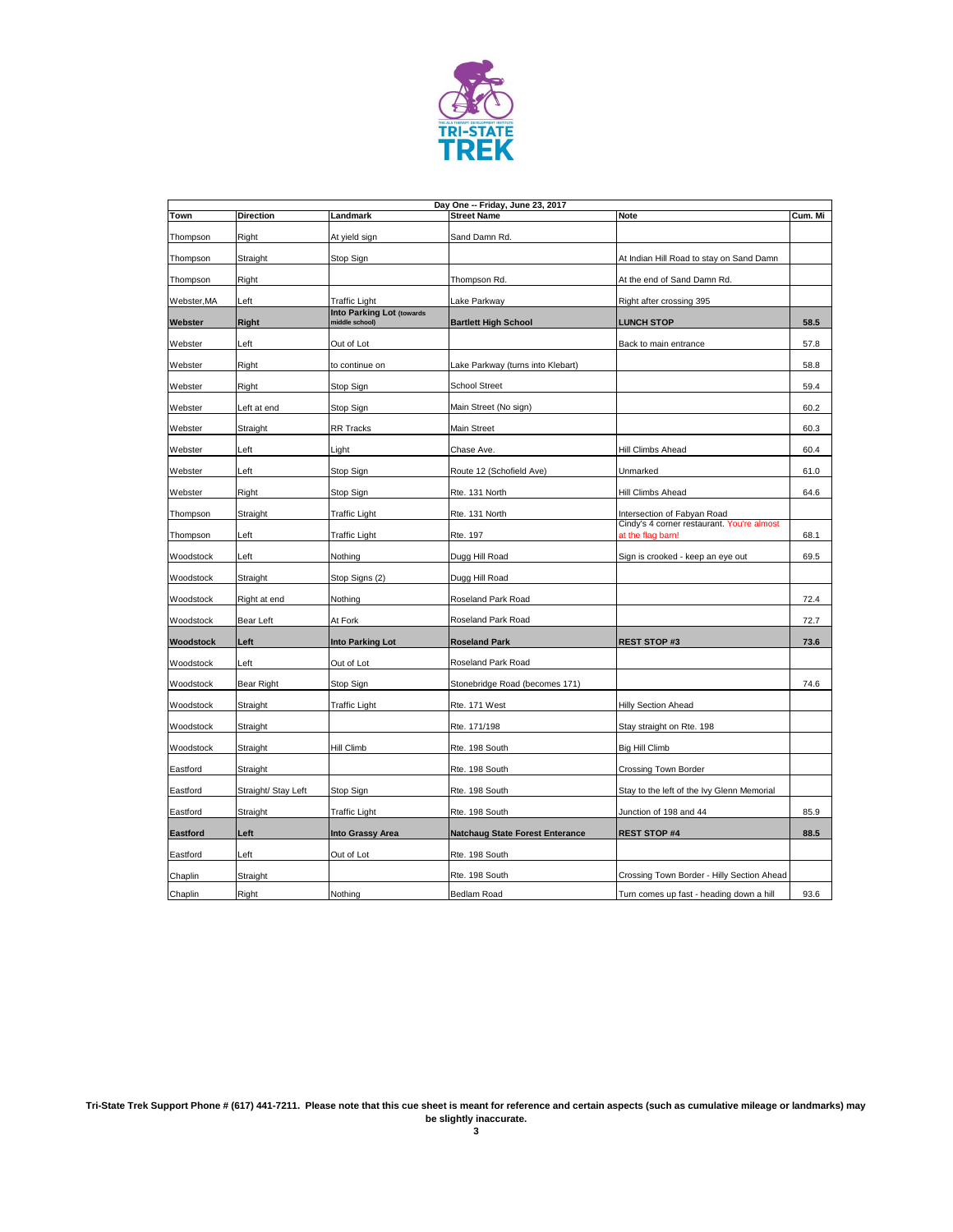| Day One -- Friday, June 23, 2017 | | | | | |
|---|---|---|---|---|---|
| **Town** | **Direction** | **Landmark** | **Street Name** | **Note** | **Cum. Mi** |
| Thompson | Right | At yield sign | Sand Damn Rd. | | |
| Thompson | Straight | Stop Sign | | At Indian Hill Road to stay on Sand Damn | |
| Thompson | Right | | Thompson Rd. | At the end of Sand Damn Rd. | |
| Webster,MA | Left | Traffic Light | Lake Parkway | Right after crossing 395 | |
| **Webster** | **Right** | **Into Parking Lot** (towards middle school) | **Bartlett High School** | **LUNCH STOP** | **58.5** |
| Webster | Left | Out of Lot | | Back to main entrance | 57.8 |
| Webster | Right | to continue on | Lake Parkway (turns into Klebart) | | 58.8 |
| Webster | Right | Stop Sign | School Street | | 59.4 |
| Webster | Left at end | Stop Sign | Main Street (No sign) | | 60.2 |
| Webster | Straight | RR Tracks | Main Street | | 60.3 |
| Webster | Left | Light | Chase Ave. | Hill Climbs Ahead | 60.4 |
| Webster | Left | Stop Sign | Route 12 (Schofield Ave) | Unmarked | 61.0 |
| Webster | Right | Stop Sign | Rte. 131 North | Hill Climbs Ahead | 64.6 |
| Thompson | Straight | Traffic Light | Rte. 131 North | Intersection of Fabyan Road | |
| Thompson | Left | Traffic Light | Rte. 197 | Cindy's 4 corner restaurant. You're almost at the flag barn! | 68.1 |
| Woodstock | Left | Nothing | Dugg Hill Road | Sign is crooked - keep an eye out | 69.5 |
| Woodstock | Straight | Stop Signs (2) | Dugg Hill Road | | |
| Woodstock | Right at end | Nothing | Roseland Park Road | | 72.4 |
| Woodstock | Bear Left | At Fork | Roseland Park Road | | 72.7 |
| **Woodstock** | **Left** | **Into Parking Lot** | **Roseland Park** | **REST STOP #3** | **73.6** |
| Woodstock | Left | Out of Lot | Roseland Park Road | | |
| Woodstock | Bear Right | Stop Sign | Stonebridge Road (becomes 171) | | 74.6 |
| Woodstock | Straight | Traffic Light | Rte. 171 West | Hilly Section Ahead | |
| Woodstock | Straight | | Rte. 171/198 | Stay straight on Rte. 198 | |
| Woodstock | Straight | Hill Climb | Rte. 198 South | Big Hill Climb | |
| Eastford | Straight | | Rte. 198 South | Crossing Town Border | |
| Eastford | Straight/ Stay Left | Stop Sign | Rte. 198 South | Stay to the left of the Ivy Glenn Memorial | |
| Eastford | Straight | Traffic Light | Rte. 198 South | Junction of 198 and 44 | 85.9 |
| **Eastford** | **Left** | **Into Grassy Area** | **Natchaug State Forest Enterance** | **REST STOP #4** | **88.5** |
| Eastford | Left | Out of Lot | Rte. 198 South | | |
| Chaplin | Straight | | Rte. 198 South | Crossing Town Border - Hilly Section Ahead | |
| Chaplin | Right | Nothing | Bedlam Road | Turn comes up fast - heading down a hill | 93.6 |

**Tri-State Trek Support Phone # (617) 441-7211. Please note that this cue sheet is meant for reference and certain aspects (such as cumulative mileage or landmarks) may be slightly inaccurate.**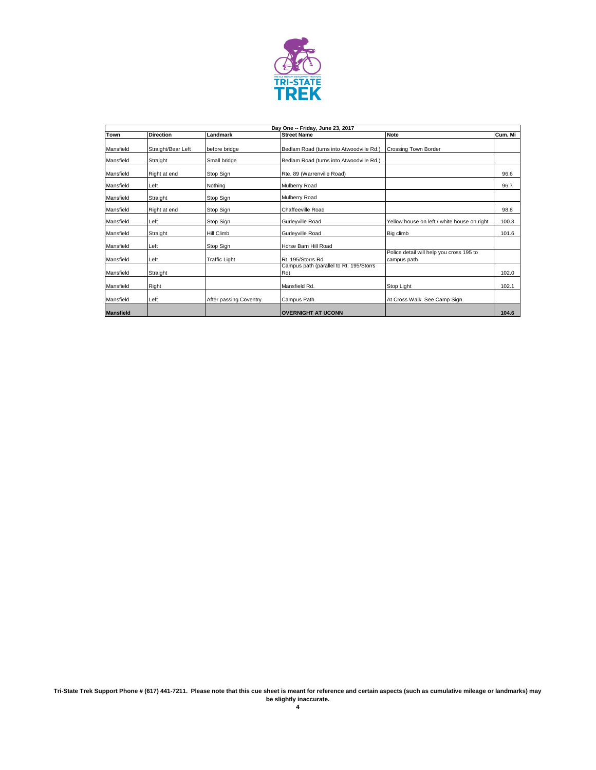| Day One -- Friday, June 23, 2017 | | | | | |
|---|---|---|---|---|---|
| **Town** | **Direction** | **Landmark** | **Street Name** | **Note** | **Cum. Mi** |
| Mansfield | Straight/Bear Left | before bridge | Bedlam Road (turns into Atwoodville Rd.) | Crossing Town Border | |
| Mansfield | Straight | Small bridge | Bedlam Road (turns into Atwoodville Rd.) | | |
| Mansfield | Right at end | Stop Sign | Rte. 89 (Warrenville Road) | | 96.6 |
| Mansfield | Left | Nothing | Mulberry Road | | 96.7 |
| Mansfield | Straight | Stop Sign | Mulberry Road | | |
| Mansfield | Right at end | Stop Sign | Chaffeeville Road | | 98.8 |
| Mansfield | Left | Stop Sign | Gurleyville Road | Yellow house on left / white house on right | 100.3 |
| Mansfield | Straight | Hill Climb | Gurleyville Road | Big climb | 101.6 |
| Mansfield | Left | Stop Sign | Horse Barn Hill Road | | |
| Mansfield | Left | Traffic Light | Rt. 195/Storrs Rd | Police detail will help you cross 195 to campus path | |
| Mansfield | Straight | | Campus path (parallel to Rt. 195/Storrs Rd) | | 102.0 |
| Mansfield | Right | | Mansfield Rd. | Stop Light | 102.1 |
| Mansfield | Left | After passing Coventry | Campus Path | At Cross Walk. See Camp Sign | |
| **Mansfield** | | | **OVERNIGHT AT UCONN** | | **104.6** |

**Tri-State Trek Support Phone # (617) 441-7211. Please note that this cue sheet is meant for reference and certain aspects (such as cumulative mileage or landmarks) may be slightly inaccurate.**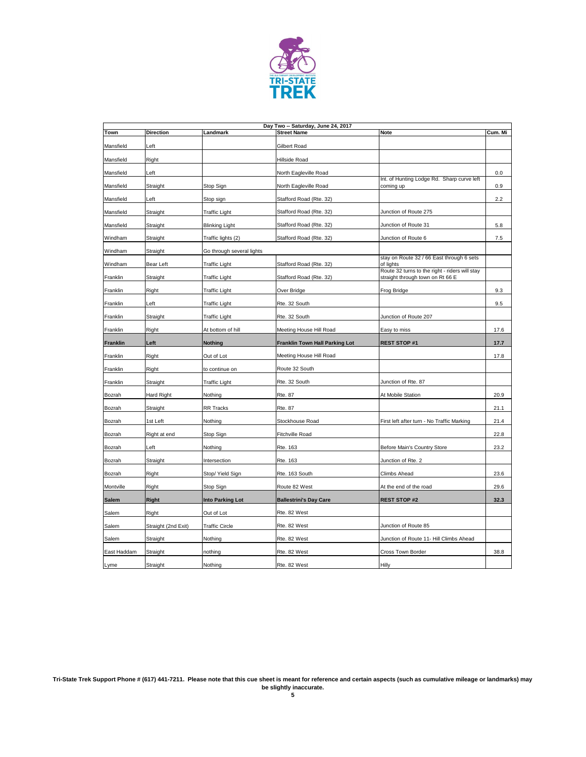| Day Two -- Saturday, June 24, 2017 | | | | | |
|---|---|---|---|---|---|
| **Town** | **Direction** | **Landmark** | **Street Name** | **Note** | **Cum. Mi** |
| Mansfield | Left | | Gilbert Road | | |
| Mansfield | Right | | Hillside Road | | |
| Mansfield | Left | | North Eagleville Road | | 0.0 |
| Mansfield | Straight | Stop Sign | North Eagleville Road | Int. of Hunting Lodge Rd. Sharp curve left coming up | 0.9 |
| Mansfield | Left | Stop sign | Stafford Road (Rte. 32) | | 2.2 |
| Mansfield | Straight | Traffic Light | Stafford Road (Rte. 32) | Junction of Route 275 | |
| Mansfield | Straight | Blinking Light | Stafford Road (Rte. 32) | Junction of Route 31 | 5.8 |
| Windham | Straight | Traffic lights (2) | Stafford Road (Rte. 32) | Junction of Route 6 | 7.5 |
| Windham | Straight | Go through several lights | | | |
| Windham | Bear Left | Traffic Light | Stafford Road (Rte. 32) | stay on Route 32 / 66 East through 6 sets of lights | |
| Franklin | Straight | Traffic Light | Stafford Road (Rte. 32) | Route 32 turns to the right - riders will stay straight through town on Rt 66 E | |
| Franklin | Right | Traffic Light | Over Bridge | Frog Bridge | 9.3 |
| Franklin | Left | Traffic Light | Rte. 32 South | | 9.5 |
| Franklin | Straight | Traffic Light | Rte. 32 South | Junction of Route 207 | |
| Franklin | Right | At bottom of hill | Meeting House Hill Road | Easy to miss | 17.6 |
| **Franklin** | **Left** | **Nothing** | **Franklin Town Hall Parking Lot** | **REST STOP #1** | **17.7** |
| Franklin | Right | Out of Lot | Meeting House Hill Road | | 17.8 |
| Franklin | Right | to continue on | Route 32 South | | |
| Franklin | Straight | Traffic Light | Rte. 32 South | Junction of Rte. 87 | |
| Bozrah | Hard Right | Nothing | Rte. 87 | At Mobile Station | 20.9 |
| Bozrah | Straight | RR Tracks | Rte. 87 | | 21.1 |
| Bozrah | 1st Left | Nothing | Stockhouse Road | First left after turn - No Traffic Marking | 21.4 |
| Bozrah | Right at end | Stop Sign | Fitchville Road | | 22.8 |
| Bozrah | Left | Nothing | Rte. 163 | Before Main's Country Store | 23.2 |
| Bozrah | Straight | Intersection | Rte. 163 | Junction of Rte. 2 | |
| Bozrah | Right | Stop/ Yield Sign | Rte. 163 South | Climbs Ahead | 23.6 |
| Montville | Right | Stop Sign | Route 82 West | At the end of the road | 29.6 |
| **Salem** | **Right** | **Into Parking Lot** | **Ballestrini's Day Care** | **REST STOP #2** | **32.3** |
| Salem | Right | Out of Lot | Rte. 82 West | | |
| Salem | Straight (2nd Exit) | Traffic Circle | Rte. 82 West | Junction of Route 85 | |
| Salem | Straight | Nothing | Rte. 82 West | Junction of Route 11- Hill Climbs Ahead | |
| East Haddam | Straight | nothing | Rte. 82 West | Cross Town Border | 38.8 |
| Lyme | Straight | Nothing | Rte. 82 West | Hilly | |

**Tri-State Trek Support Phone # (617) 441-7211. Please note that this cue sheet is meant for reference and certain aspects (such as cumulative mileage or landmarks) may be slightly inaccurate.**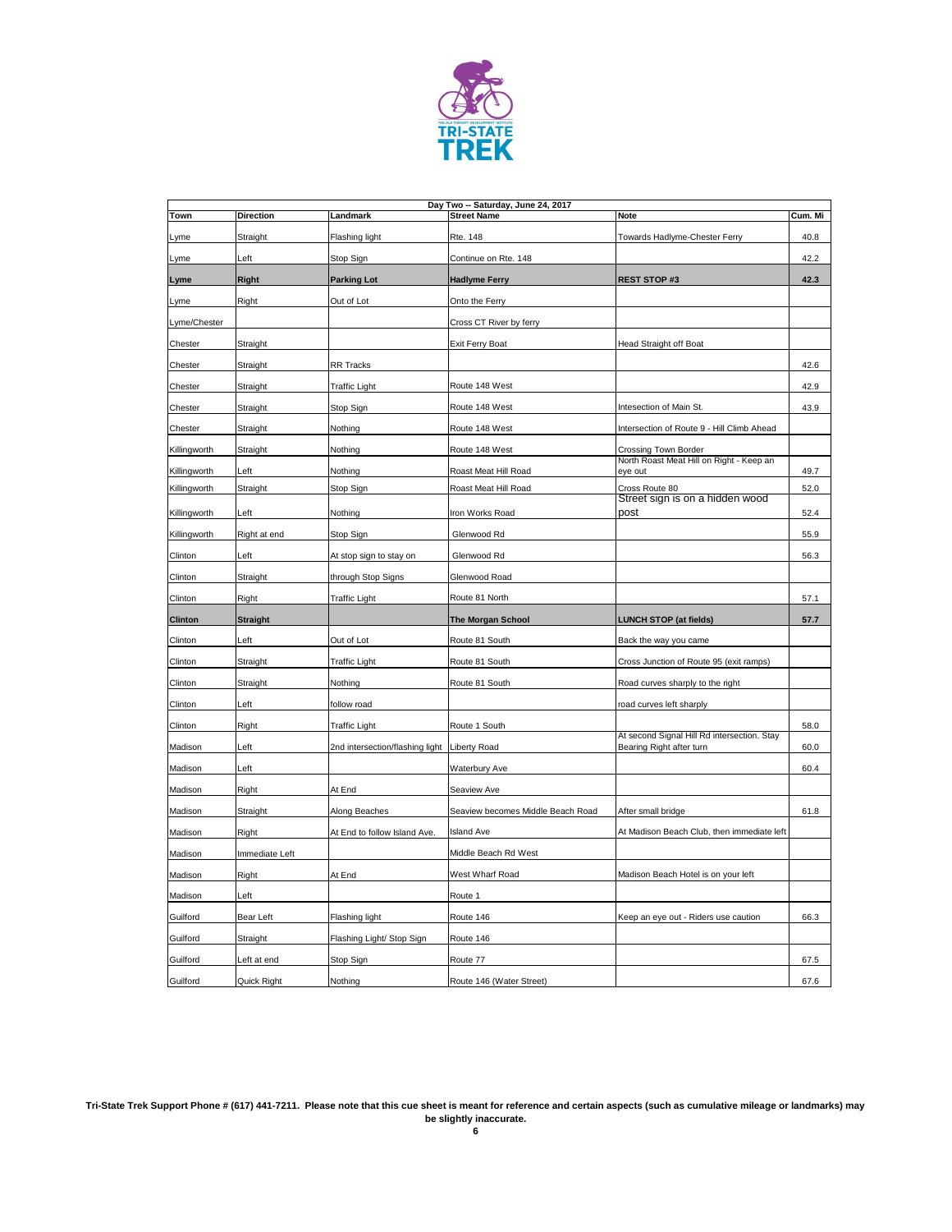| Day Two -- Saturday, June 24, 2017 | | | | | |
|---|---|---|---|---|---|
| **Town** | **Direction** | **Landmark** | **Street Name** | **Note** | **Cum. Mi** |
| Lyme | Straight | Flashing light | Rte. 148 | Towards Hadlyme-Chester Ferry | 40.8 |
| Lyme | Left | Stop Sign | Continue on Rte. 148 | | 42.2 |
| **Lyme** | **Right** | **Parking Lot** | **Hadlyme Ferry** | **REST STOP #3** | **42.3** |
| Lyme | Right | Out of Lot | Onto the Ferry | | |
| Lyme/Chester | | | Cross CT River by ferry | | |
| Chester | Straight | | Exit Ferry Boat | Head Straight off Boat | |
| Chester | Straight | RR Tracks | | | 42.6 |
| Chester | Straight | Traffic Light | Route 148 West | | 42.9 |
| Chester | Straight | Stop Sign | Route 148 West | Intesection of Main St. | 43.9 |
| Chester | Straight | Nothing | Route 148 West | Intersection of Route 9 - Hill Climb Ahead | |
| Killingworth | Straight | Nothing | Route 148 West | Crossing Town Border | |
| Killingworth | Left | Nothing | Roast Meat Hill Road | North Roast Meat Hill on Right - Keep an eye out | 49.7 |
| Killingworth | Straight | Stop Sign | Roast Meat Hill Road | Cross Route 80 | 52.0 |
| Killingworth | Left | Nothing | Iron Works Road | Street sign is on a hidden wood post | 52.4 |
| Killingworth | Right at end | Stop Sign | Glenwood Rd | | 55.9 |
| Clinton | Left | At stop sign to stay on | Glenwood Rd | | 56.3 |
| Clinton | Straight | through Stop Signs | Glenwood Road | | |
| Clinton | Right | Traffic Light | Route 81 North | | 57.1 |
| **Clinton** | **Straight** | | **The Morgan School** | **LUNCH STOP (at fields)** | **57.7** |
| Clinton | Left | Out of Lot | Route 81 South | Back the way you came | |
| Clinton | Straight | Traffic Light | Route 81 South | Cross Junction of Route 95 (exit ramps) | |
| Clinton | Straight | Nothing | Route 81 South | Road curves sharply to the right | |
| Clinton | Left | follow road | | road curves left sharply | |
| Clinton | Right | Traffic Light | Route 1 South | | 58.0 |
| Madison | Left | 2nd intersection/flashing light | Liberty Road | At second Signal Hill Rd intersection. Stay Bearing Right after turn | 60.0 |
| Madison | Left | | Waterbury Ave | | 60.4 |
| Madison | Right | At End | Seaview Ave | | |
| Madison | Straight | Along Beaches | Seaview becomes Middle Beach Road | After small bridge | 61.8 |
| Madison | Right | At End to follow Island Ave. | Island Ave | At Madison Beach Club, then immediate left | |
| Madison | Immediate Left | | Middle Beach Rd West | | |
| Madison | Right | At End | West Wharf Road | Madison Beach Hotel is on your left | |
| Madison | Left | | Route 1 | | |
| Guilford | Bear Left | Flashing light | Route 146 | Keep an eye out - Riders use caution | 66.3 |
| Guilford | Straight | Flashing Light/ Stop Sign | Route 146 | | |
| Guilford | Left at end | Stop Sign | Route 77 | | 67.5 |
| Guilford | Quick Right | Nothing | Route 146 (Water Street) | | 67.6 |

**Tri-State Trek Support Phone # (617) 441-7211. Please note that this cue sheet is meant for reference and certain aspects (such as cumulative mileage or landmarks) may be slightly inaccurate.**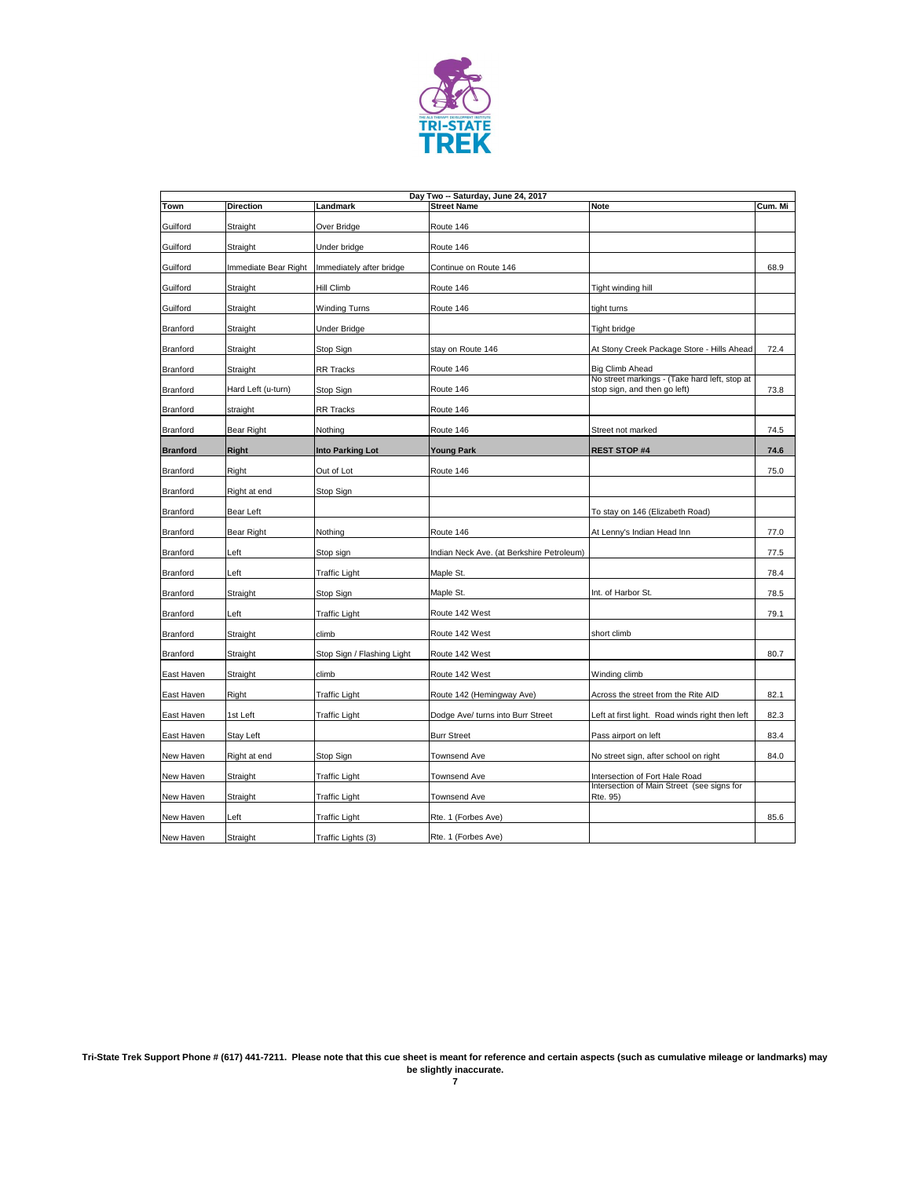| Day Two -- Saturday, June 24, 2017 | | | | | |
|---|---|---|---|---|---|
| **Town** | **Direction** | **Landmark** | **Street Name** | **Note** | **Cum. Mi** |
| Guilford | Straight | Over Bridge | Route 146 | | |
| Guilford | Straight | Under bridge | Route 146 | | |
| Guilford | Immediate Bear Right | Immediately after bridge | Continue on Route 146 | | 68.9 |
| Guilford | Straight | Hill Climb | Route 146 | Tight winding hill | |
| Guilford | Straight | Winding Turns | Route 146 | tight turns | |
| Branford | Straight | Under Bridge | | Tight bridge | |
| Branford | Straight | Stop Sign | stay on Route 146 | At Stony Creek Package Store - Hills Ahead | 72.4 |
| Branford | Straight | RR Tracks | Route 146 | Big Climb Ahead | |
| Branford | Hard Left (u-turn) | Stop Sign | Route 146 | No street markings - (Take hard left, stop at stop sign, and then go left) | 73.8 |
| Branford | straight | RR Tracks | Route 146 | | |
| Branford | Bear Right | Nothing | Route 146 | Street not marked | 74.5 |
| **Branford** | **Right** | **Into Parking Lot** | **Young Park** | **REST STOP #4** | **74.6** |
| Branford | Right | Out of Lot | Route 146 | | 75.0 |
| Branford | Right at end | Stop Sign | | | |
| Branford | Bear Left | | | To stay on 146 (Elizabeth Road) | |
| Branford | Bear Right | Nothing | Route 146 | At Lenny's Indian Head Inn | 77.0 |
| Branford | Left | Stop sign | Indian Neck Ave. (at Berkshire Petroleum) | | 77.5 |
| Branford | Left | Traffic Light | Maple St. | | 78.4 |
| Branford | Straight | Stop Sign | Maple St. | Int. of Harbor St. | 78.5 |
| Branford | Left | Traffic Light | Route 142 West | | 79.1 |
| Branford | Straight | climb | Route 142 West | short climb | |
| Branford | Straight | Stop Sign / Flashing Light | Route 142 West | | 80.7 |
| East Haven | Straight | climb | Route 142 West | Winding climb | |
| East Haven | Right | Traffic Light | Route 142 (Hemingway Ave) | Across the street from the Rite AID | 82.1 |
| East Haven | 1st Left | Traffic Light | Dodge Ave/ turns into Burr Street | Left at first light. Road winds right then left | 82.3 |
| East Haven | Stay Left | | Burr Street | Pass airport on left | 83.4 |
| New Haven | Right at end | Stop Sign | Townsend Ave | No street sign, after school on right | 84.0 |
| New Haven | Straight | Traffic Light | Townsend Ave | Intersection of Fort Hale Road | |
| New Haven | Straight | Traffic Light | Townsend Ave | Intersection of Main Street (see signs for Rte. 95) | |
| New Haven | Left | Traffic Light | Rte. 1 (Forbes Ave) | | 85.6 |
| New Haven | Straight | Traffic Lights (3) | Rte. 1 (Forbes Ave) | | |

**Tri-State Trek Support Phone # (617) 441-7211. Please note that this cue sheet is meant for reference and certain aspects (such as cumulative mileage or landmarks) may be slightly inaccurate.**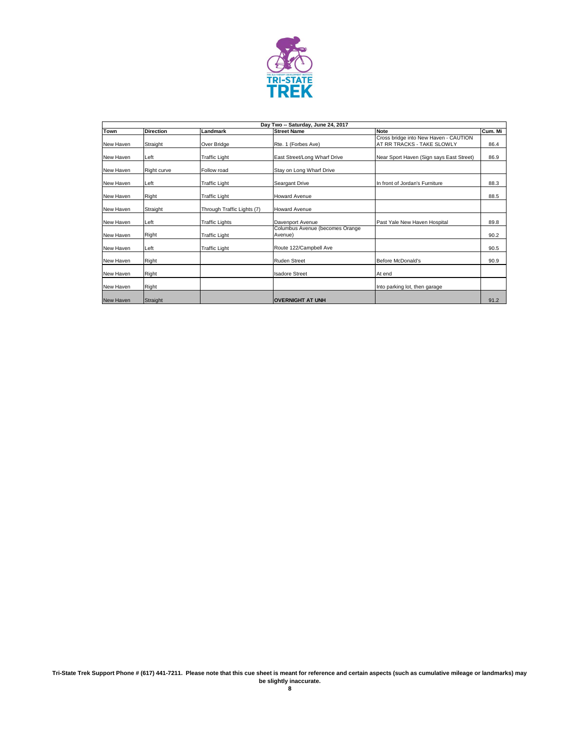TRI-STATE TREK

| Day Two -- Saturday, June 24, 2017 | | | | | |
|---|---|---|---|---|---|
| **Town** | **Direction** | **Landmark** | **Street Name** | **Note** | **Cum. Mi** |
| New Haven | Straight | Over Bridge | Rte. 1 (Forbes Ave) | Cross bridge into New Haven - CAUTION AT RR TRACKS - TAKE SLOWLY | 86.4 |
| New Haven | Left | Traffic Light | East Street/Long Wharf Drive | Near Sport Haven (Sign says East Street) | 86.9 |
| New Haven | Right curve | Follow road | Stay on Long Wharf Drive | | |
| New Haven | Left | Traffic Light | Seargant Drive | In front of Jordan's Furniture | 88.3 |
| New Haven | Right | Traffic Light | Howard Avenue | | 88.5 |
| New Haven | Straight | Through Traffic Lights (7) | Howard Avenue | | |
| New Haven | Left | Traffic Lights | Davenport Avenue | Past Yale New Haven Hospital | 89.8 |
| New Haven | Right | Traffic Light | Columbus Avenue (becomes Orange Avenue) | | 90.2 |
| New Haven | Left | Traffic Light | Route 122/Campbell Ave | | 90.5 |
| New Haven | Right | | Ruden Street | Before McDonald's | 90.9 |
| New Haven | Right | | Isadore Street | At end | |
| New Haven | Right | | | Into parking lot, then garage | |
| New Haven | Straight | | **OVERNIGHT AT UNH** | | 91.2 |

**Tri-State Trek Support Phone # (617) 441-7211. Please note that this cue sheet is meant for reference and certain aspects (such as cumulative mileage or landmarks) may be slightly inaccurate.**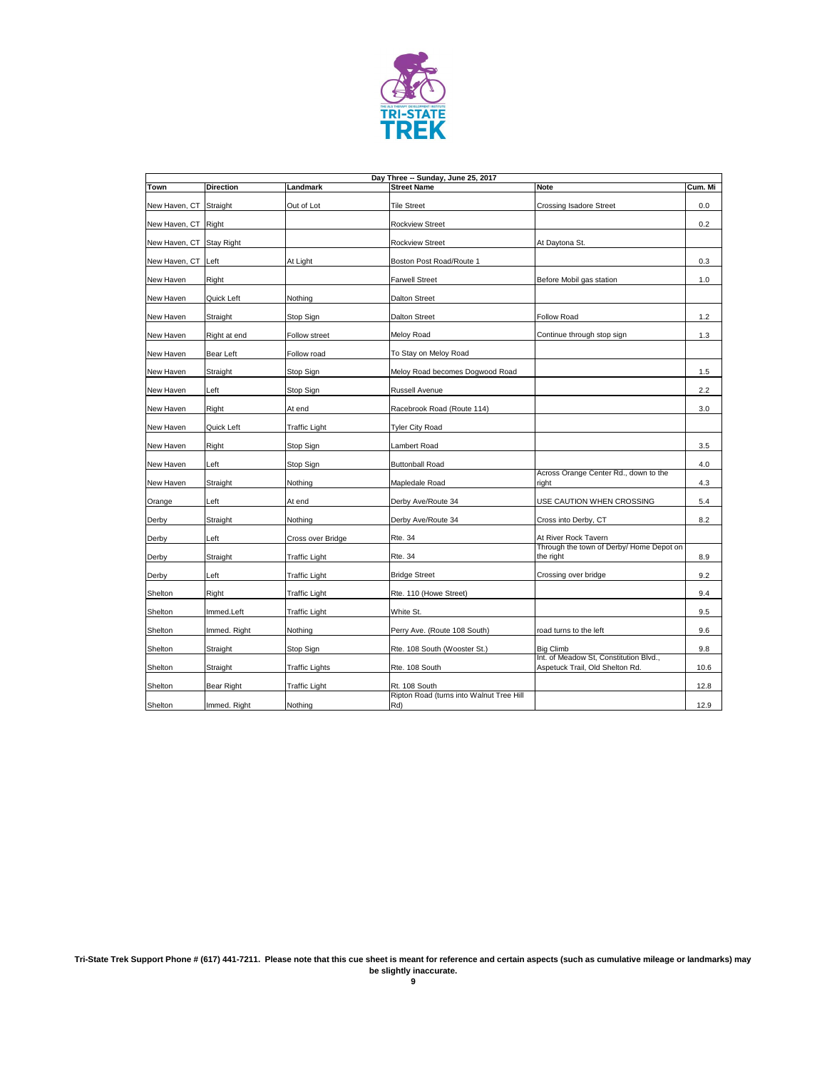| Day Three -- Sunday, June 25, 2017 | | | | | |
|---|---|---|---|---|---|
| **Town** | **Direction** | **Landmark** | **Street Name** | **Note** | **Cum. Mi** |
| New Haven, CT | Straight | Out of Lot | Tile Street | Crossing Isadore Street | 0.0 |
| New Haven, CT | Right | | Rockview Street | | 0.2 |
| New Haven, CT | Stay Right | | Rockview Street | At Daytona St. | |
| New Haven, CT | Left | At Light | Boston Post Road/Route 1 | | 0.3 |
| New Haven | Right | | Farwell Street | Before Mobil gas station | 1.0 |
| New Haven | Quick Left | Nothing | Dalton Street | | |
| New Haven | Straight | Stop Sign | Dalton Street | Follow Road | 1.2 |
| New Haven | Right at end | Follow street | Meloy Road | Continue through stop sign | 1.3 |
| New Haven | Bear Left | Follow road | To Stay on Meloy Road | | |
| New Haven | Straight | Stop Sign | Meloy Road becomes Dogwood Road | | 1.5 |
| New Haven | Left | Stop Sign | Russell Avenue | | 2.2 |
| New Haven | Right | At end | Racebrook Road (Route 114) | | 3.0 |
| New Haven | Quick Left | Traffic Light | Tyler City Road | | |
| New Haven | Right | Stop Sign | Lambert Road | | 3.5 |
| New Haven | Left | Stop Sign | Buttonball Road | | 4.0 |
| New Haven | Straight | Nothing | Mapledale Road | Across Orange Center Rd., down to the right | 4.3 |
| Orange | Left | At end | Derby Ave/Route 34 | USE CAUTION WHEN CROSSING | 5.4 |
| Derby | Straight | Nothing | Derby Ave/Route 34 | Cross into Derby, CT | 8.2 |
| Derby | Left | Cross over Bridge | Rte. 34 | At River Rock Tavern | |
| Derby | Straight | Traffic Light | Rte. 34 | Through the town of Derby/ Home Depot on the right | 8.9 |
| Derby | Left | Traffic Light | Bridge Street | Crossing over bridge | 9.2 |
| Shelton | Right | Traffic Light | Rte. 110 (Howe Street) | | 9.4 |
| Shelton | Immed.Left | Traffic Light | White St. | | 9.5 |
| Shelton | Immed. Right | Nothing | Perry Ave. (Route 108 South) | road turns to the left | 9.6 |
| Shelton | Straight | Stop Sign | Rte. 108 South (Wooster St.) | Big Climb | 9.8 |
| Shelton | Straight | Traffic Lights | Rte. 108 South | Int. of Meadow St, Constitution Blvd., Aspetuck Trail, Old Shelton Rd. | 10.6 |
| Shelton | Bear Right | Traffic Light | Rt. 108 South | | 12.8 |
| Shelton | Immed. Right | Nothing | Ripton Road (turns into Walnut Tree Hill Rd) | | 12.9 |

**Tri-State Trek Support Phone # (617) 441-7211. Please note that this cue sheet is meant for reference and certain aspects (such as cumulative mileage or landmarks) may be slightly inaccurate.**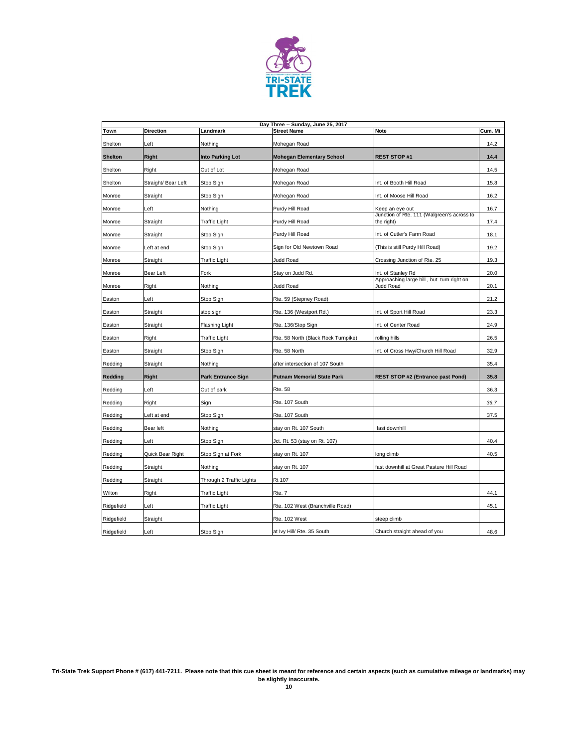| Day Three -- Sunday, June 25, 2017 | | | | | |
|---|---|---|---|---|---|
| **Town** | **Direction** | **Landmark** | **Street Name** | **Note** | **Cum. Mi** |
| Shelton | Left | Nothing | Mohegan Road | | 14.2 |
| **Shelton** | **Right** | **Into Parking Lot** | **Mohegan Elementary School** | **REST STOP #1** | **14.4** |
| Shelton | Right | Out of Lot | Mohegan Road | | 14.5 |
| Shelton | Straight/ Bear Left | Stop Sign | Mohegan Road | Int. of Booth Hill Road | 15.8 |
| Monroe | Straight | Stop Sign | Mohegan Road | Int. of Moose Hill Road | 16.2 |
| Monroe | Left | Nothing | Purdy Hill Road | Keep an eye out | 16.7 |
| Monroe | Straight | Traffic Light | Purdy Hill Road | Junction of Rte. 111 (Walgreen's across to the right) | 17.4 |
| Monroe | Straight | Stop Sign | Purdy Hill Road | Int. of Cutler's Farm Road | 18.1 |
| Monroe | Left at end | Stop Sign | Sign for Old Newtown Road | (This is still Purdy Hill Road) | 19.2 |
| Monroe | Straight | Traffic Light | Judd Road | Crossing Junction of Rte. 25 | 19.3 |
| Monroe | Bear Left | Fork | Stay on Judd Rd. | Int. of Stanley Rd | 20.0 |
| Monroe | Right | Nothing | Judd Road | Approaching large hill , but turn right on Judd Road | 20.1 |
| Easton | Left | Stop Sign | Rte. 59 (Stepney Road) | | 21.2 |
| Easton | Straight | stop sign | Rte. 136 (Westport Rd.) | Int. of Sport Hill Road | 23.3 |
| Easton | Straight | Flashing Light | Rte. 136/Stop Sign | Int. of Center Road | 24.9 |
| Easton | Right | Traffic Light | Rte. 58 North (Black Rock Turnpike) | rolling hills | 26.5 |
| Easton | Straight | Stop Sign | Rte. 58 North | Int. of Cross Hwy/Church Hill Road | 32.9 |
| Redding | Straight | Nothing | after intersection of 107 South | | 35.4 |
| **Redding** | **Right** | **Park Entrance Sign** | **Putnam Memorial State Park** | **REST STOP #2 (Entrance past Pond)** | **35.8** |
| Redding | Left | Out of park | Rte. 58 | | 36.3 |
| Redding | Right | Sign | Rte. 107 South | | *36.7* |
| Redding | Left at end | Stop Sign | Rte. 107 South | | 37.5 |
| Redding | Bear left | Nothing | stay on Rt. 107 South | fast downhill | |
| Redding | Left | Stop Sign | Jct. Rt. 53 (stay on Rt. 107) | | 40.4 |
| Redding | Quick Bear Right | Stop Sign at Fork | stay on Rt. 107 | long climb | 40.5 |
| Redding | Straight | Nothing | stay on Rt. 107 | fast downhill at Great Pasture Hill Road | |
| Redding | Straight | Through 2 Traffic Lights | Rt 107 | | |
| Wilton | Right | Traffic Light | Rte. 7 | | 44.1 |
| Ridgefield | Left | Traffic Light | Rte. 102 West (Branchville Road) | | 45.1 |
| Ridgefield | Straight | | Rte. 102 West | steep climb | |
| Ridgefield | Left | Stop Sign | at Ivy Hill/ Rte. 35 South | Church straight ahead of you | 48.6 |

**Tri-State Trek Support Phone # (617) 441-7211. Please note that this cue sheet is meant for reference and certain aspects (such as cumulative mileage or landmarks) may be slightly inaccurate.**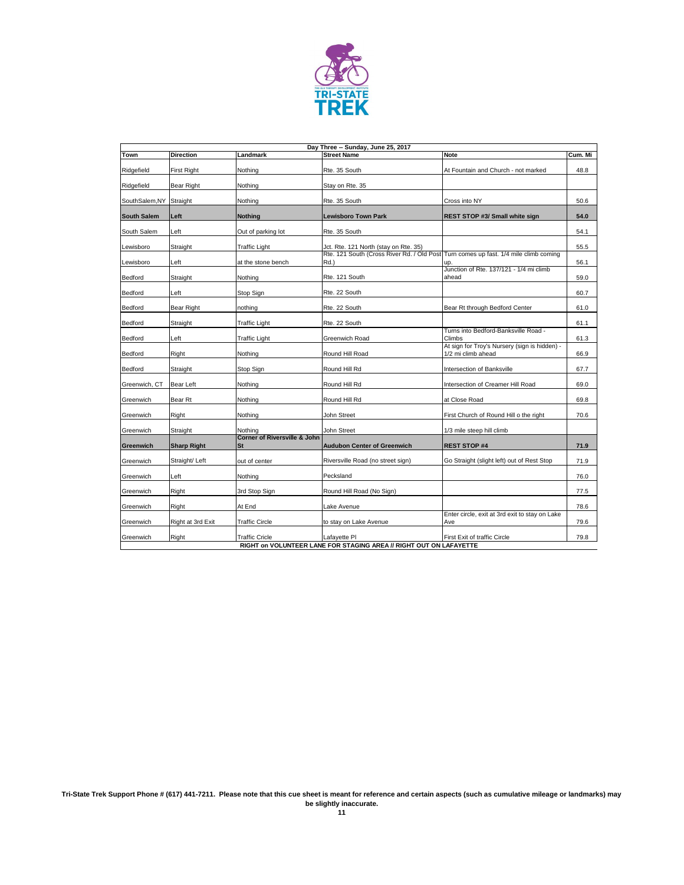| Day Three -- Sunday, June 25, 2017 | | | | | |
|---|---|---|---|---|---|
| **Town** | **Direction** | **Landmark** | **Street Name** | **Note** | **Cum. Mi** |
| Ridgefield | First Right | Nothing | Rte. 35 South | At Fountain and Church - not marked | 48.8 |
| Ridgefield | Bear Right | Nothing | Stay on Rte. 35 | | |
| SouthSalem,NY | Straight | Nothing | Rte. 35 South | Cross into NY | 50.6 |
| **South Salem** | **Left** | **Nothing** | **Lewisboro Town Park** | **REST STOP #3/ Small white sign** | **54.0** |
| South Salem | Left | Out of parking lot | Rte. 35 South | | 54.1 |
| Lewisboro | Straight | Traffic Light | Jct. Rte. 121 North (stay on Rte. 35) | | 55.5 |
| Lewisboro | Left | at the stone bench | Rte. 121 South (Cross River Rd. / Old Post Rd.) | Turn comes up fast. 1/4 mile climb coming up. | 56.1 |
| Bedford | Straight | Nothing | Rte. 121 South | Junction of Rte. 137/121 - 1/4 mi climb ahead | 59.0 |
| Bedford | Left | Stop Sign | Rte. 22 South | | 60.7 |
| Bedford | Bear Right | nothing | Rte. 22 South | Bear Rt through Bedford Center | 61.0 |
| Bedford | Straight | Traffic Light | Rte. 22 South | | 61.1 |
| Bedford | Left | Traffic Light | Greenwich Road | Turns into Bedford-Banksville Road - Climbs | 61.3 |
| Bedford | Right | Nothing | Round Hill Road | At sign for Troy's Nursery (sign is hidden) - 1/2 mi climb ahead | 66.9 |
| Bedford | Straight | Stop Sign | Round Hill Rd | Intersection of Banksville | 67.7 |
| Greenwich, CT | Bear Left | Nothing | Round Hill Rd | Intersection of Creamer Hill Road | 69.0 |
| Greenwich | Bear Rt | Nothing | Round Hill Rd | at Close Road | 69.8 |
| Greenwich | Right | Nothing | John Street | First Church of Round Hill o the right | 70.6 |
| Greenwich | Straight | Nothing | John Street | 1/3 mile steep hill climb | |
| **Greenwich** | **Sharp Right** | **Corner of Riversville & John St** | **Audubon Center of Greenwich** | **REST STOP #4** | **71.9** |
| Greenwich | Straight/ Left | out of center | Riversville Road (no street sign) | Go Straight (slight left) out of Rest Stop | 71.9 |
| Greenwich | Left | Nothing | Pecksland | | 76.0 |
| Greenwich | Right | 3rd Stop Sign | Round Hill Road (No Sign) | | 77.5 |
| Greenwich | Right | At End | Lake Avenue | | 78.6 |
| Greenwich | Right at 3rd Exit | Traffic Circle | to stay on Lake Avenue | Enter circle, exit at 3rd exit to stay on Lake Ave | 79.6 |
| Greenwich | Right | Traffic Cricle | Lafayette Pl | First Exit of traffic Circle | 79.8 |
| RIGHT on VOLUNTEER LANE FOR STAGING AREA // RIGHT OUT ON LAFAYETTE | | | | | |

**Tri-State Trek Support Phone # (617) 441-7211. Please note that this cue sheet is meant for reference and certain aspects (such as cumulative mileage or landmarks) may be slightly inaccurate.**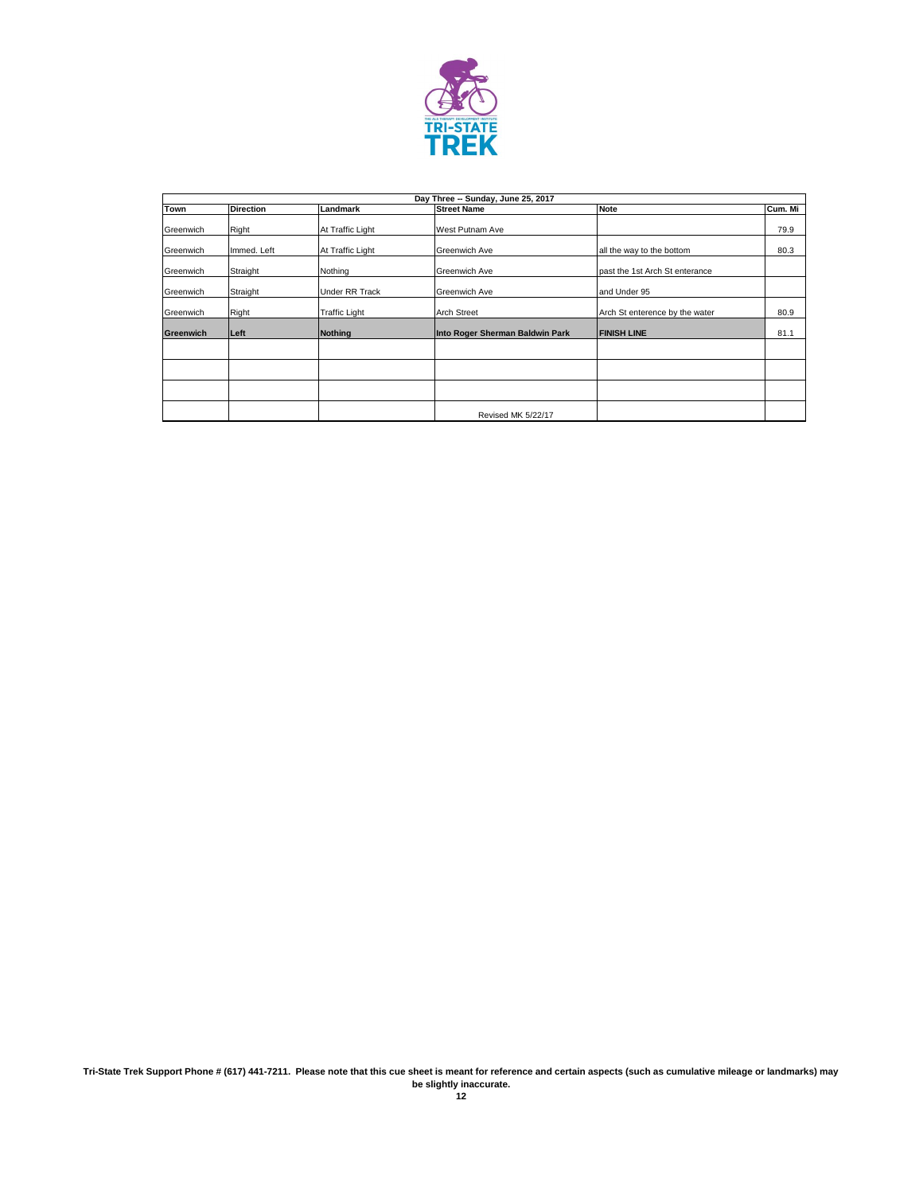| Day Three -- Sunday, June 25, 2017 | | | | | |
|---|---|---|---|---|---|
| **Town** | **Direction** | **Landmark** | **Street Name** | **Note** | **Cum. Mi** |
| Greenwich | Right | At Traffic Light | West Putnam Ave | | 79.9 |
| Greenwich | Immed. Left | At Traffic Light | Greenwich Ave | all the way to the bottom | 80.3 |
| Greenwich | Straight | Nothing | Greenwich Ave | past the 1st Arch St enterance | |
| Greenwich | Straight | Under RR Track | Greenwich Ave | and Under 95 | |
| Greenwich | Right | Traffic Light | Arch Street | Arch St enterence by the water | 80.9 |
| **Greenwich** | **Left** | **Nothing** | **Into Roger Sherman Baldwin Park** | **FINISH LINE** | 81.1 |
| | | | | | |
| | | | | | |
| | | | | | |
| | | | Revised MK 5/22/17 | | |

**Tri-State Trek Support Phone # (617) 441-7211. Please note that this cue sheet is meant for reference and certain aspects (such as cumulative mileage or landmarks) may be slightly inaccurate.**